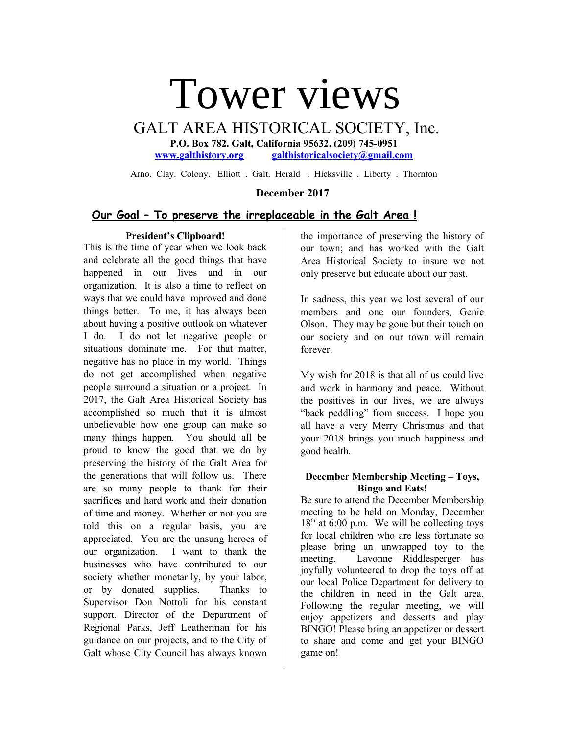# Tower views

## GALT AREA HISTORICAL SOCIETY, Inc.

**P.O. Box 782. Galt, California 95632. (209) 745-0951**

**www.galthistory.org** **galthistoricalsociety@gmail.com**

Arno. Clay. Colony. Elliott . Galt. Herald . Hicksville . Liberty . Thornton

**December 2017**

## Our Goal – To preserve the irreplaceable in the Galt Area !

### President's Clipboard!

This is the time of year when we look back and celebrate all the good things that have happened in our lives and in our organization. It is also a time to reflect on ways that we could have improved and done things better. To me, it has always been about having a positive outlook on whatever I do. I do not let negative people or situations dominate me. For that matter, negative has no place in my world. Things do not get accomplished when negative people surround a situation or a project. In 2017, the Galt Area Historical Society has accomplished so much that it is almost unbelievable how one group can make so many things happen. You should all be proud to know the good that we do by preserving the history of the Galt Area for the generations that will follow us. There are so many people to thank for their sacrifices and hard work and their donation of time and money. Whether or not you are told this on a regular basis, you are appreciated. You are the unsung heroes of our organization. I want to thank the businesses who have contributed to our society whether monetarily, by your labor, or by donated supplies. Thanks to Supervisor Don Nottoli for his constant support, Director of the Department of Regional Parks, Jeff Leatherman for his guidance on our projects, and to the City of Galt whose City Council has always known the importance of preserving the history of our town; and has worked with the Galt Area Historical Society to insure we not only preserve but educate about our past.

In sadness, this year we lost several of our members and one our founders, Genie Olson. They may be gone but their touch on our society and on our town will remain forever.

My wish for 2018 is that all of us could live and work in harmony and peace. Without the positives in our lives, we are always "back peddling" from success. I hope you all have a very Merry Christmas and that your 2018 brings you much happiness and good health.

### December Membership Meeting – Toys, Bingo and Eats!

Be sure to attend the December Membership meeting to be held on Monday, December 18th at 6:00 p.m. We will be collecting toys for local children who are less fortunate so please bring an unwrapped toy to the meeting. Lavonne Riddlesperger has joyfully volunteered to drop the toys off at our local Police Department for delivery to the children in need in the Galt area. Following the regular meeting, we will enjoy appetizers and desserts and play BINGO! Please bring an appetizer or dessert to share and come and get your BINGO game on!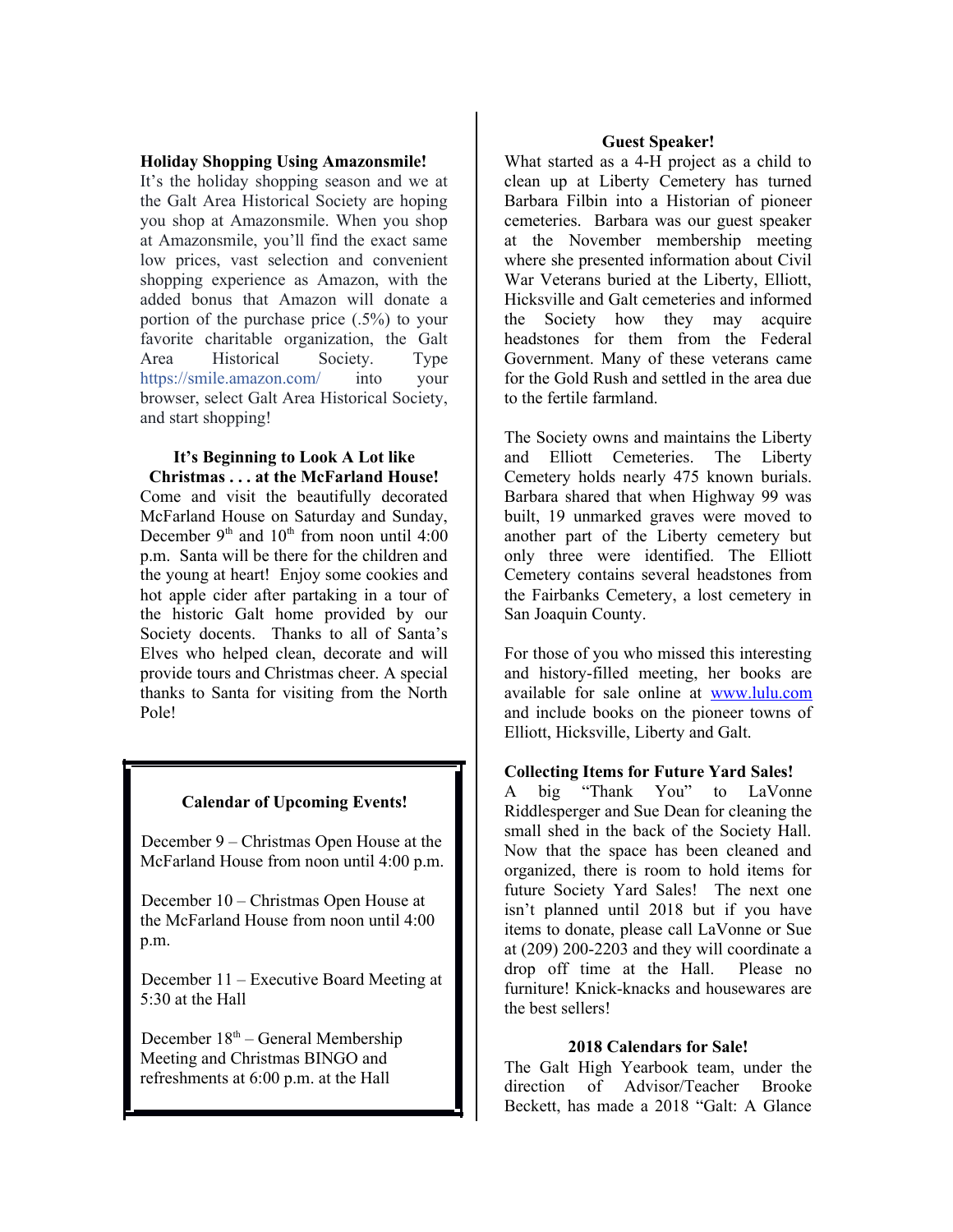**Holiday Shopping Using Amazonsmile!**

It's the holiday shopping season and we at the Galt Area Historical Society are hoping you shop at Amazonsmile. When you shop at Amazonsmile, you'll find the exact same low prices, vast selection and convenient shopping experience as Amazon, with the added bonus that Amazon will donate a portion of the purchase price (.5%) to your favorite charitable organization, the Galt Area Historical Society. Type https://smile.amazon.com/ into your browser, select Galt Area Historical Society, and start shopping!

**It's Beginning to Look A Lot like Christmas . . . at the McFarland House!**

Come and visit the beautifully decorated McFarland House on Saturday and Sunday, December 9th and 10th from noon until 4:00 p.m. Santa will be there for the children and the young at heart! Enjoy some cookies and hot apple cider after partaking in a tour of the historic Galt home provided by our Society docents. Thanks to all of Santa's Elves who helped clean, decorate and will provide tours and Christmas cheer. A special thanks to Santa for visiting from the North Pole!

**Calendar of Upcoming Events!**

December 9 – Christmas Open House at the McFarland House from noon until 4:00 p.m.

December 10 – Christmas Open House at the McFarland House from noon until 4:00 p.m.

December 11 – Executive Board Meeting at 5:30 at the Hall

December 18th – General Membership Meeting and Christmas BINGO and refreshments at 6:00 p.m. at the Hall

**Guest Speaker!**

What started as a 4-H project as a child to clean up at Liberty Cemetery has turned Barbara Filbin into a Historian of pioneer cemeteries. Barbara was our guest speaker at the November membership meeting where she presented information about Civil War Veterans buried at the Liberty, Elliott, Hicksville and Galt cemeteries and informed the Society how they may acquire headstones for them from the Federal Government. Many of these veterans came for the Gold Rush and settled in the area due to the fertile farmland.

The Society owns and maintains the Liberty and Elliott Cemeteries. The Liberty Cemetery holds nearly 475 known burials. Barbara shared that when Highway 99 was built, 19 unmarked graves were moved to another part of the Liberty cemetery but only three were identified. The Elliott Cemetery contains several headstones from the Fairbanks Cemetery, a lost cemetery in San Joaquin County.

For those of you who missed this interesting and history-filled meeting, her books are available for sale online at www.lulu.com and include books on the pioneer towns of Elliott, Hicksville, Liberty and Galt.

**Collecting Items for Future Yard Sales!**

A big "Thank You" to LaVonne Riddlesperger and Sue Dean for cleaning the small shed in the back of the Society Hall. Now that the space has been cleaned and organized, there is room to hold items for future Society Yard Sales! The next one isn't planned until 2018 but if you have items to donate, please call LaVonne or Sue at (209) 200-2203 and they will coordinate a drop off time at the Hall. Please no furniture! Knick-knacks and housewares are the best sellers!

**2018 Calendars for Sale!**

The Galt High Yearbook team, under the direction of Advisor/Teacher Brooke Beckett, has made a 2018 "Galt: A Glance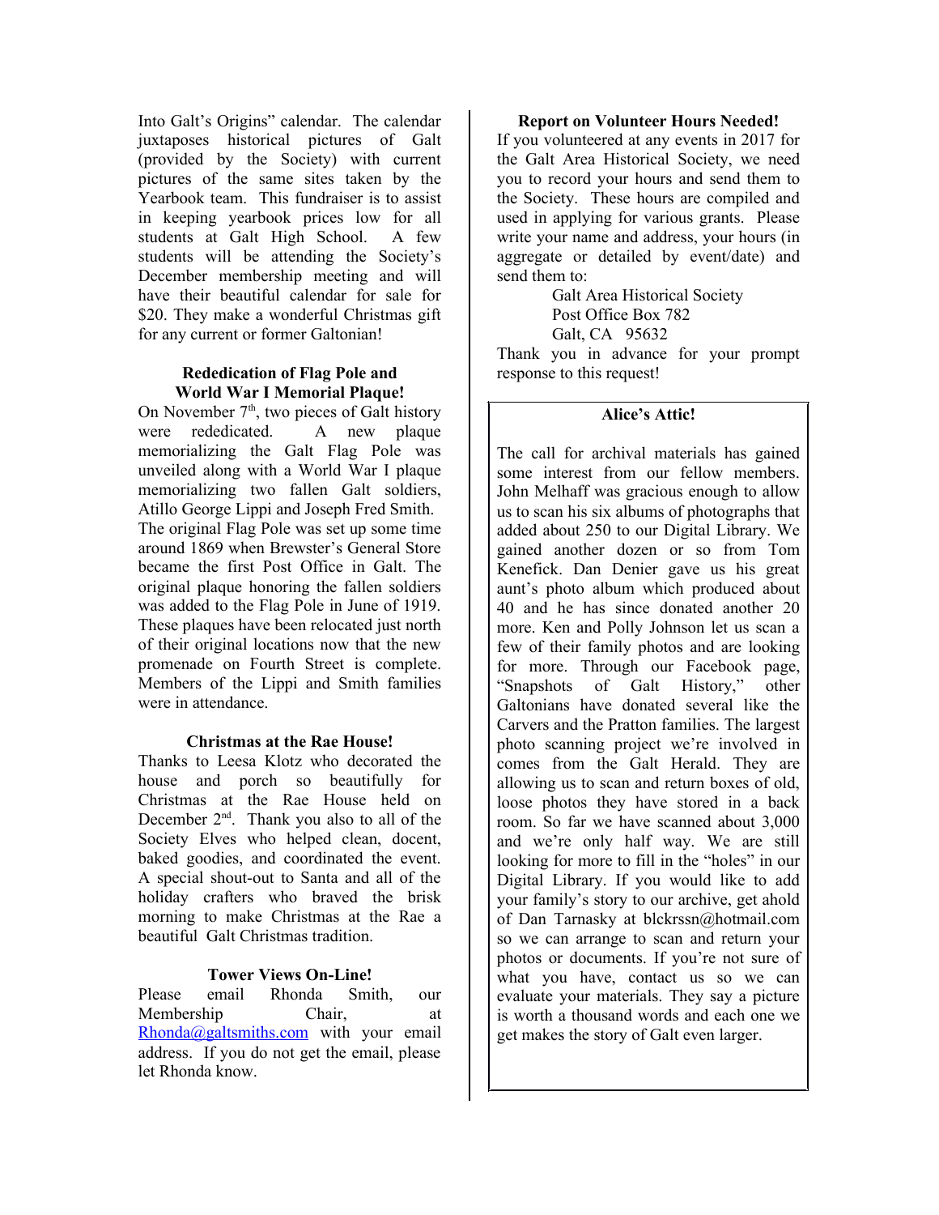Into Galt's Origins" calendar. The calendar juxtaposes historical pictures of Galt (provided by the Society) with current pictures of the same sites taken by the Yearbook team. This fundraiser is to assist in keeping yearbook prices low for all students at Galt High School. A few students will be attending the Society's December membership meeting and will have their beautiful calendar for sale for $20. They make a wonderful Christmas gift for any current or former Galtonian!

**Rededication of Flag Pole and World War I Memorial Plaque!**

On November 7th, two pieces of Galt history were rededicated. A new plaque memorializing the Galt Flag Pole was unveiled along with a World War I plaque memorializing two fallen Galt soldiers, Atillo George Lippi and Joseph Fred Smith. The original Flag Pole was set up some time around 1869 when Brewster's General Store became the first Post Office in Galt. The original plaque honoring the fallen soldiers was added to the Flag Pole in June of 1919. These plaques have been relocated just north of their original locations now that the new promenade on Fourth Street is complete. Members of the Lippi and Smith families were in attendance.

**Christmas at the Rae House!**

Thanks to Leesa Klotz who decorated the house and porch so beautifully for Christmas at the Rae House held on December 2nd. Thank you also to all of the Society Elves who helped clean, docent, baked goodies, and coordinated the event. A special shout-out to Santa and all of the holiday crafters who braved the brisk morning to make Christmas at the Rae a beautiful Galt Christmas tradition.

**Tower Views On-Line!**

Please email Rhonda Smith, our Membership Chair, at Rhonda@galtsmiths.com with your email address. If you do not get the email, please let Rhonda know.

**Report on Volunteer Hours Needed!**

If you volunteered at any events in 2017 for the Galt Area Historical Society, we need you to record your hours and send them to the Society. These hours are compiled and used in applying for various grants. Please write your name and address, your hours (in aggregate or detailed by event/date) and send them to:

Galt Area Historical Society
Post Office Box 782
Galt, CA 95632

Thank you in advance for your prompt response to this request!

**Alice's Attic!**

The call for archival materials has gained some interest from our fellow members. John Melhaff was gracious enough to allow us to scan his six albums of photographs that added about 250 to our Digital Library. We gained another dozen or so from Tom Kenefick. Dan Denier gave us his great aunt's photo album which produced about 40 and he has since donated another 20 more. Ken and Polly Johnson let us scan a few of their family photos and are looking for more. Through our Facebook page, "Snapshots of Galt History," other Galtonians have donated several like the Carvers and the Pratton families. The largest photo scanning project we're involved in comes from the Galt Herald. They are allowing us to scan and return boxes of old, loose photos they have stored in a back room. So far we have scanned about 3,000 and we're only half way. We are still looking for more to fill in the "holes" in our Digital Library. If you would like to add your family's story to our archive, get ahold of Dan Tarnasky at blckrssn@hotmail.com so we can arrange to scan and return your photos or documents. If you're not sure of what you have, contact us so we can evaluate your materials. They say a picture is worth a thousand words and each one we get makes the story of Galt even larger.